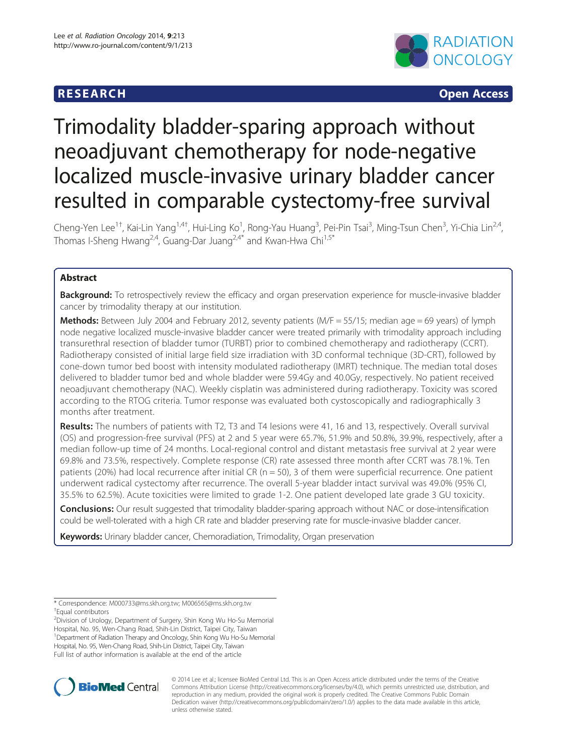RESEARCH Open Access

# Trimodality bladder-sparing approach without neoadjuvant chemotherapy for node-negative localized muscle-invasive urinary bladder cancer resulted in comparable cystectomy-free survival

Cheng-Yen Lee[1†], Kai-Lin Yang[1,4†], Hui-Ling Ko[1], Rong-Yau Huang[3], Pei-Pin Tsai[3], Ming-Tsun Chen[3], Yi-Chia Lin[2,4], Thomas I-Sheng Hwang[2,4], Guang-Dar Juang[2,4*] and Kwan-Hwa Chi[1,5*]

## Abstract

**Background:** To retrospectively review the efficacy and organ preservation experience for muscle-invasive bladder cancer by trimodality therapy at our institution.

**Methods:** Between July 2004 and February 2012, seventy patients (M/F = 55/15; median age = 69 years) of lymph node negative localized muscle-invasive bladder cancer were treated primarily with trimodality approach including transurethral resection of bladder tumor (TURBT) prior to combined chemotherapy and radiotherapy (CCRT). Radiotherapy consisted of initial large field size irradiation with 3D conformal technique (3D-CRT), followed by cone-down tumor bed boost with intensity modulated radiotherapy (IMRT) technique. The median total doses delivered to bladder tumor bed and whole bladder were 59.4Gy and 40.0Gy, respectively. No patient received neoadjuvant chemotherapy (NAC). Weekly cisplatin was administered during radiotherapy. Toxicity was scored according to the RTOG criteria. Tumor response was evaluated both cystoscopically and radiographically 3 months after treatment.

**Results:** The numbers of patients with T2, T3 and T4 lesions were 41, 16 and 13, respectively. Overall survival (OS) and progression-free survival (PFS) at 2 and 5 year were 65.7%, 51.9% and 50.8%, 39.9%, respectively, after a median follow-up time of 24 months. Local-regional control and distant metastasis free survival at 2 year were 69.8% and 73.5%, respectively. Complete response (CR) rate assessed three month after CCRT was 78.1%. Ten patients (20%) had local recurrence after initial CR (n = 50), 3 of them were superficial recurrence. One patient underwent radical cystectomy after recurrence. The overall 5-year bladder intact survival was 49.0% (95% CI, 35.5% to 62.5%). Acute toxicities were limited to grade 1-2. One patient developed late grade 3 GU toxicity.

**Conclusions:** Our result suggested that trimodality bladder-sparing approach without NAC or dose-intensification could be well-tolerated with a high CR rate and bladder preserving rate for muscle-invasive bladder cancer.

**Keywords:** Urinary bladder cancer, Chemoradiation, Trimodality, Organ preservation

* Correspondence: M000733@ms.skh.org.tw; M006565@ms.skh.org.tw
†Equal contributors
[2]Division of Urology, Department of Surgery, Shin Kong Wu Ho-Su Memorial Hospital, No. 95, Wen-Chang Road, Shih-Lin District, Taipei City, Taiwan
[1]Department of Radiation Therapy and Oncology, Shin Kong Wu Ho-Su Memorial Hospital, No. 95, Wen-Chang Road, Shih-Lin District, Taipei City, Taiwan
Full list of author information is available at the end of the article

© 2014 Lee et al.; licensee BioMed Central Ltd. This is an Open Access article distributed under the terms of the Creative Commons Attribution License (http://creativecommons.org/licenses/by/4.0), which permits unrestricted use, distribution, and reproduction in any medium, provided the original work is properly credited. The Creative Commons Public Domain Dedication waiver (http://creativecommons.org/publicdomain/zero/1.0/) applies to the data made available in this article, unless otherwise stated.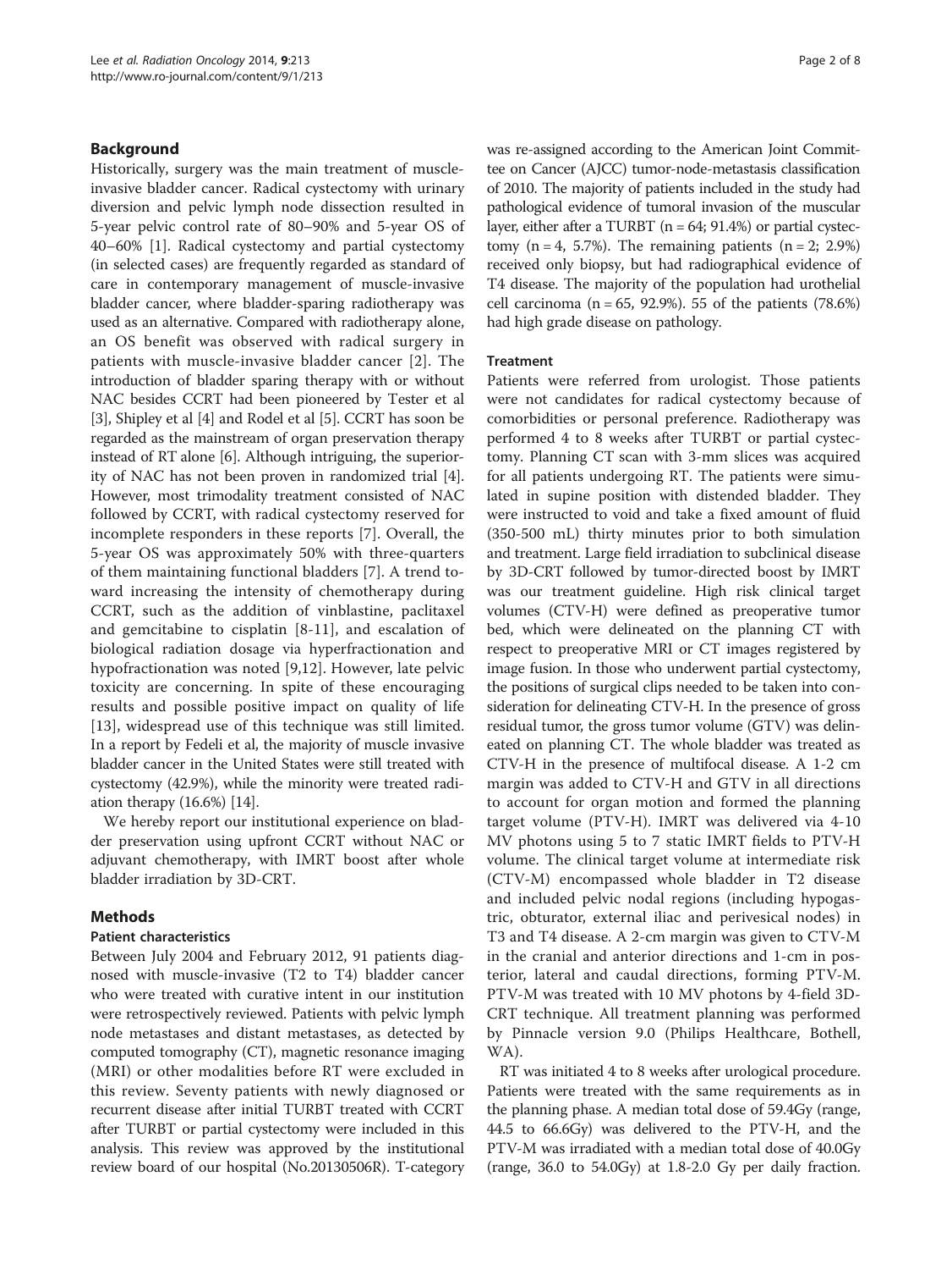## Background

Historically, surgery was the main treatment of muscle-invasive bladder cancer. Radical cystectomy with urinary diversion and pelvic lymph node dissection resulted in 5-year pelvic control rate of 80–90% and 5-year OS of 40–60% [1]. Radical cystectomy and partial cystectomy (in selected cases) are frequently regarded as standard of care in contemporary management of muscle-invasive bladder cancer, where bladder-sparing radiotherapy was used as an alternative. Compared with radiotherapy alone, an OS benefit was observed with radical surgery in patients with muscle-invasive bladder cancer [2]. The introduction of bladder sparing therapy with or without NAC besides CCRT had been pioneered by Tester et al [3], Shipley et al [4] and Rodel et al [5]. CCRT has soon be regarded as the mainstream of organ preservation therapy instead of RT alone [6]. Although intriguing, the superiority of NAC has not been proven in randomized trial [4]. However, most trimodality treatment consisted of NAC followed by CCRT, with radical cystectomy reserved for incomplete responders in these reports [7]. Overall, the 5-year OS was approximately 50% with three-quarters of them maintaining functional bladders [7]. A trend toward increasing the intensity of chemotherapy during CCRT, such as the addition of vinblastine, paclitaxel and gemcitabine to cisplatin [8-11], and escalation of biological radiation dosage via hyperfractionation and hypofractionation was noted [9,12]. However, late pelvic toxicity are concerning. In spite of these encouraging results and possible positive impact on quality of life [13], widespread use of this technique was still limited. In a report by Fedeli et al, the majority of muscle invasive bladder cancer in the United States were still treated with cystectomy (42.9%), while the minority were treated radiation therapy (16.6%) [14].

We hereby report our institutional experience on bladder preservation using upfront CCRT without NAC or adjuvant chemotherapy, with IMRT boost after whole bladder irradiation by 3D-CRT.

## Methods

### Patient characteristics

Between July 2004 and February 2012, 91 patients diagnosed with muscle-invasive (T2 to T4) bladder cancer who were treated with curative intent in our institution were retrospectively reviewed. Patients with pelvic lymph node metastases and distant metastases, as detected by computed tomography (CT), magnetic resonance imaging (MRI) or other modalities before RT were excluded in this review. Seventy patients with newly diagnosed or recurrent disease after initial TURBT treated with CCRT after TURBT or partial cystectomy were included in this analysis. This review was approved by the institutional review board of our hospital (No.20130506R). T-category was re-assigned according to the American Joint Committee on Cancer (AJCC) tumor-node-metastasis classification of 2010. The majority of patients included in the study had pathological evidence of tumoral invasion of the muscular layer, either after a TURBT (n = 64; 91.4%) or partial cystectomy (n = 4, 5.7%). The remaining patients (n = 2; 2.9%) received only biopsy, but had radiographical evidence of T4 disease. The majority of the population had urothelial cell carcinoma (n = 65, 92.9%). 55 of the patients (78.6%) had high grade disease on pathology.

### Treatment

Patients were referred from urologist. Those patients were not candidates for radical cystectomy because of comorbidities or personal preference. Radiotherapy was performed 4 to 8 weeks after TURBT or partial cystectomy. Planning CT scan with 3-mm slices was acquired for all patients undergoing RT. The patients were simulated in supine position with distended bladder. They were instructed to void and take a fixed amount of fluid (350-500 mL) thirty minutes prior to both simulation and treatment. Large field irradiation to subclinical disease by 3D-CRT followed by tumor-directed boost by IMRT was our treatment guideline. High risk clinical target volumes (CTV-H) were defined as preoperative tumor bed, which were delineated on the planning CT with respect to preoperative MRI or CT images registered by image fusion. In those who underwent partial cystectomy, the positions of surgical clips needed to be taken into consideration for delineating CTV-H. In the presence of gross residual tumor, the gross tumor volume (GTV) was delineated on planning CT. The whole bladder was treated as CTV-H in the presence of multifocal disease. A 1-2 cm margin was added to CTV-H and GTV in all directions to account for organ motion and formed the planning target volume (PTV-H). IMRT was delivered via 4-10 MV photons using 5 to 7 static IMRT fields to PTV-H volume. The clinical target volume at intermediate risk (CTV-M) encompassed whole bladder in T2 disease and included pelvic nodal regions (including hypogastric, obturator, external iliac and perivesical nodes) in T3 and T4 disease. A 2-cm margin was given to CTV-M in the cranial and anterior directions and 1-cm in posterior, lateral and caudal directions, forming PTV-M. PTV-M was treated with 10 MV photons by 4-field 3D-CRT technique. All treatment planning was performed by Pinnacle version 9.0 (Philips Healthcare, Bothell, WA).

RT was initiated 4 to 8 weeks after urological procedure. Patients were treated with the same requirements as in the planning phase. A median total dose of 59.4Gy (range, 44.5 to 66.6Gy) was delivered to the PTV-H, and the PTV-M was irradiated with a median total dose of 40.0Gy (range, 36.0 to 54.0Gy) at 1.8-2.0 Gy per daily fraction.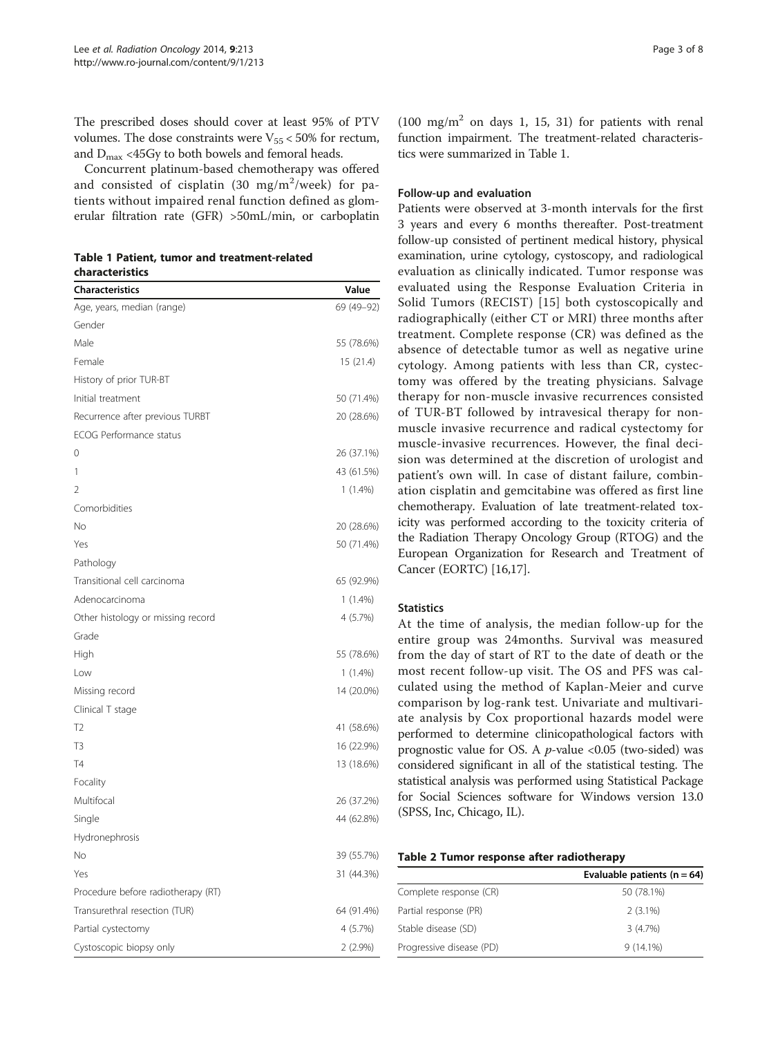The prescribed doses should cover at least 95% of PTV volumes. The dose constraints were $V_{55} < 50\%$ for rectum, and $D_{max}$ <45Gy to both bowels and femoral heads.

Concurrent platinum-based chemotherapy was offered and consisted of cisplatin (30 $mg/m^2$/week) for patients without impaired renal function defined as glomerular filtration rate (GFR) >50mL/min, or carboplatin (100 $mg/m^2$ on days 1, 15, 31) for patients with renal function impairment. The treatment-related characteristics were summarized in Table 1.

**Table 1 Patient, tumor and treatment-related characteristics**

| Characteristics | Value |
|---|---|
| Age, years, median (range) | 69 (49–92) |
| Gender | |
| Male | 55 (78.6%) |
| Female | 15 (21.4) |
| History of prior TUR-BT | |
| Initial treatment | 50 (71.4%) |
| Recurrence after previous TURBT | 20 (28.6%) |
| ECOG Performance status | |
| 0 | 26 (37.1%) |
| 1 | 43 (61.5%) |
| 2 | 1 (1.4%) |
| Comorbidities | |
| No | 20 (28.6%) |
| Yes | 50 (71.4%) |
| Pathology | |
| Transitional cell carcinoma | 65 (92.9%) |
| Adenocarcinoma | 1 (1.4%) |
| Other histology or missing record | 4 (5.7%) |
| Grade | |
| High | 55 (78.6%) |
| Low | 1 (1.4%) |
| Missing record | 14 (20.0%) |
| Clinical T stage | |
| T2 | 41 (58.6%) |
| T3 | 16 (22.9%) |
| T4 | 13 (18.6%) |
| Focality | |
| Multifocal | 26 (37.2%) |
| Single | 44 (62.8%) |
| Hydronephrosis | |
| No | 39 (55.7%) |
| Yes | 31 (44.3%) |
| Procedure before radiotherapy (RT) | |
| Transurethral resection (TUR) | 64 (91.4%) |
| Partial cystectomy | 4 (5.7%) |
| Cystoscopic biopsy only | 2 (2.9%) |

### Follow-up and evaluation

Patients were observed at 3-month intervals for the first 3 years and every 6 months thereafter. Post-treatment follow-up consisted of pertinent medical history, physical examination, urine cytology, cystoscopy, and radiological evaluation as clinically indicated. Tumor response was evaluated using the Response Evaluation Criteria in Solid Tumors (RECIST) [15] both cystoscopically and radiographically (either CT or MRI) three months after treatment. Complete response (CR) was defined as the absence of detectable tumor as well as negative urine cytology. Among patients with less than CR, cystectomy was offered by the treating physicians. Salvage therapy for non-muscle invasive recurrences consisted of TUR-BT followed by intravesical therapy for non-muscle invasive recurrence and radical cystectomy for muscle-invasive recurrences. However, the final decision was determined at the discretion of urologist and patient's own will. In case of distant failure, combination cisplatin and gemcitabine was offered as first line chemotherapy. Evaluation of late treatment-related toxicity was performed according to the toxicity criteria of the Radiation Therapy Oncology Group (RTOG) and the European Organization for Research and Treatment of Cancer (EORTC) [16,17].

### Statistics

At the time of analysis, the median follow-up for the entire group was 24months. Survival was measured from the day of start of RT to the date of death or the most recent follow-up visit. The OS and PFS was calculated using the method of Kaplan-Meier and curve comparison by log-rank test. Univariate and multivariate analysis by Cox proportional hazards model were performed to determine clinicopathological factors with prognostic value for OS. A $p$-value <0.05 (two-sided) was considered significant in all of the statistical testing. The statistical analysis was performed using Statistical Package for Social Sciences software for Windows version 13.0 (SPSS, Inc, Chicago, IL).

**Table 2 Tumor response after radiotherapy**

| | Evaluable patients (n = 64) |
|---|---|
| Complete response (CR) | 50 (78.1%) |
| Partial response (PR) | 2 (3.1%) |
| Stable disease (SD) | 3 (4.7%) |
| Progressive disease (PD) | 9 (14.1%) |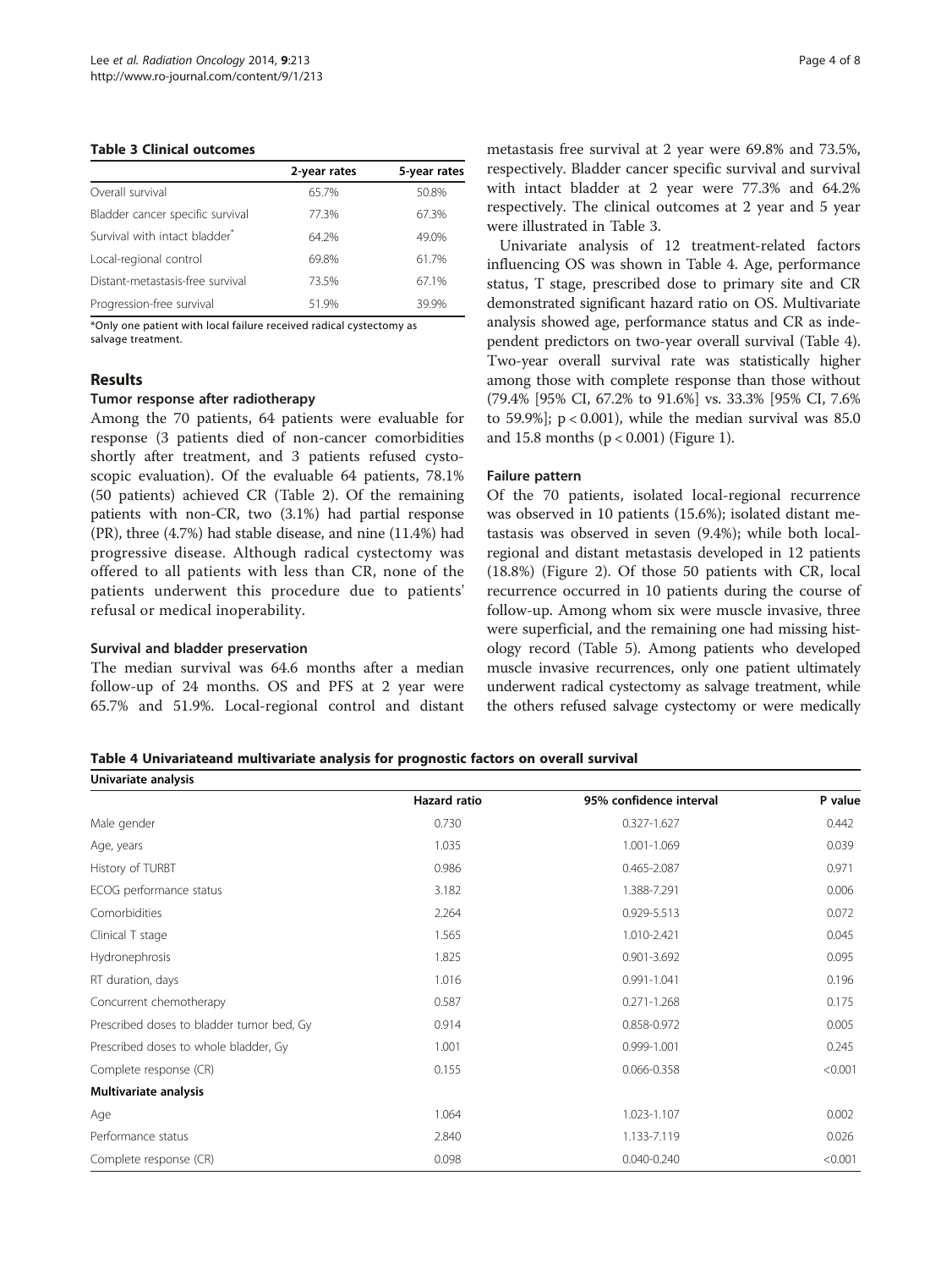**Table 3 Clinical outcomes**

| | 2-year rates | 5-year rates |
|---|---|---|
| Overall survival | 65.7% | 50.8% |
| Bladder cancer specific survival | 77.3% | 67.3% |
| Survival with intact bladder* | 64.2% | 49.0% |
| Local-regional control | 69.8% | 61.7% |
| Distant-metastasis-free survival | 73.5% | 67.1% |
| Progression-free survival | 51.9% | 39.9% |

*Only one patient with local failure received radical cystectomy as salvage treatment.

## Results

### Tumor response after radiotherapy

Among the 70 patients, 64 patients were evaluable for response (3 patients died of non-cancer comorbidities shortly after treatment, and 3 patients refused cystoscopic evaluation). Of the evaluable 64 patients, 78.1% (50 patients) achieved CR (Table 2). Of the remaining patients with non-CR, two (3.1%) had partial response (PR), three (4.7%) had stable disease, and nine (11.4%) had progressive disease. Although radical cystectomy was offered to all patients with less than CR, none of the patients underwent this procedure due to patients' refusal or medical inoperability.

### Survival and bladder preservation

The median survival was 64.6 months after a median follow-up of 24 months. OS and PFS at 2 year were 65.7% and 51.9%. Local-regional control and distant metastasis free survival at 2 year were 69.8% and 73.5%, respectively. Bladder cancer specific survival and survival with intact bladder at 2 year were 77.3% and 64.2% respectively. The clinical outcomes at 2 year and 5 year were illustrated in Table 3.

Univariate analysis of 12 treatment-related factors influencing OS was shown in Table 4. Age, performance status, T stage, prescribed dose to primary site and CR demonstrated significant hazard ratio on OS. Multivariate analysis showed age, performance status and CR as independent predictors on two-year overall survival (Table 4). Two-year overall survival rate was statistically higher among those with complete response than those without (79.4% [95% CI, 67.2% to 91.6%] vs. 33.3% [95% CI, 7.6% to 59.9%]; $p < 0.001$), while the median survival was 85.0 and 15.8 months ($p < 0.001$) (Figure 1).

### Failure pattern

Of the 70 patients, isolated local-regional recurrence was observed in 10 patients (15.6%); isolated distant metastasis was observed in seven (9.4%); while both local-regional and distant metastasis developed in 12 patients (18.8%) (Figure 2). Of those 50 patients with CR, local recurrence occurred in 10 patients during the course of follow-up. Among whom six were muscle invasive, three were superficial, and the remaining one had missing histology record (Table 5). Among patients who developed muscle invasive recurrences, only one patient ultimately underwent radical cystectomy as salvage treatment, while the others refused salvage cystectomy or were medically

**Table 4 Univariateand multivariate analysis for prognostic factors on overall survival**

| Univariate analysis | Hazard ratio | 95% confidence interval | P value |
|---|---|---|---|
| Male gender | 0.730 | 0.327-1.627 | 0.442 |
| Age, years | 1.035 | 1.001-1.069 | 0.039 |
| History of TURBT | 0.986 | 0.465-2.087 | 0.971 |
| ECOG performance status | 3.182 | 1.388-7.291 | 0.006 |
| Comorbidities | 2.264 | 0.929-5.513 | 0.072 |
| Clinical T stage | 1.565 | 1.010-2.421 | 0.045 |
| Hydronephrosis | 1.825 | 0.901-3.692 | 0.095 |
| RT duration, days | 1.016 | 0.991-1.041 | 0.196 |
| Concurrent chemotherapy | 0.587 | 0.271-1.268 | 0.175 |
| Prescribed doses to bladder tumor bed, Gy | 0.914 | 0.858-0.972 | 0.005 |
| Prescribed doses to whole bladder, Gy | 1.001 | 0.999-1.001 | 0.245 |
| Complete response (CR) | 0.155 | 0.066-0.358 | <0.001 |
| **Multivariate analysis** | | | |
| Age | 1.064 | 1.023-1.107 | 0.002 |
| Performance status | 2.840 | 1.133-7.119 | 0.026 |
| Complete response (CR) | 0.098 | 0.040-0.240 | <0.001 |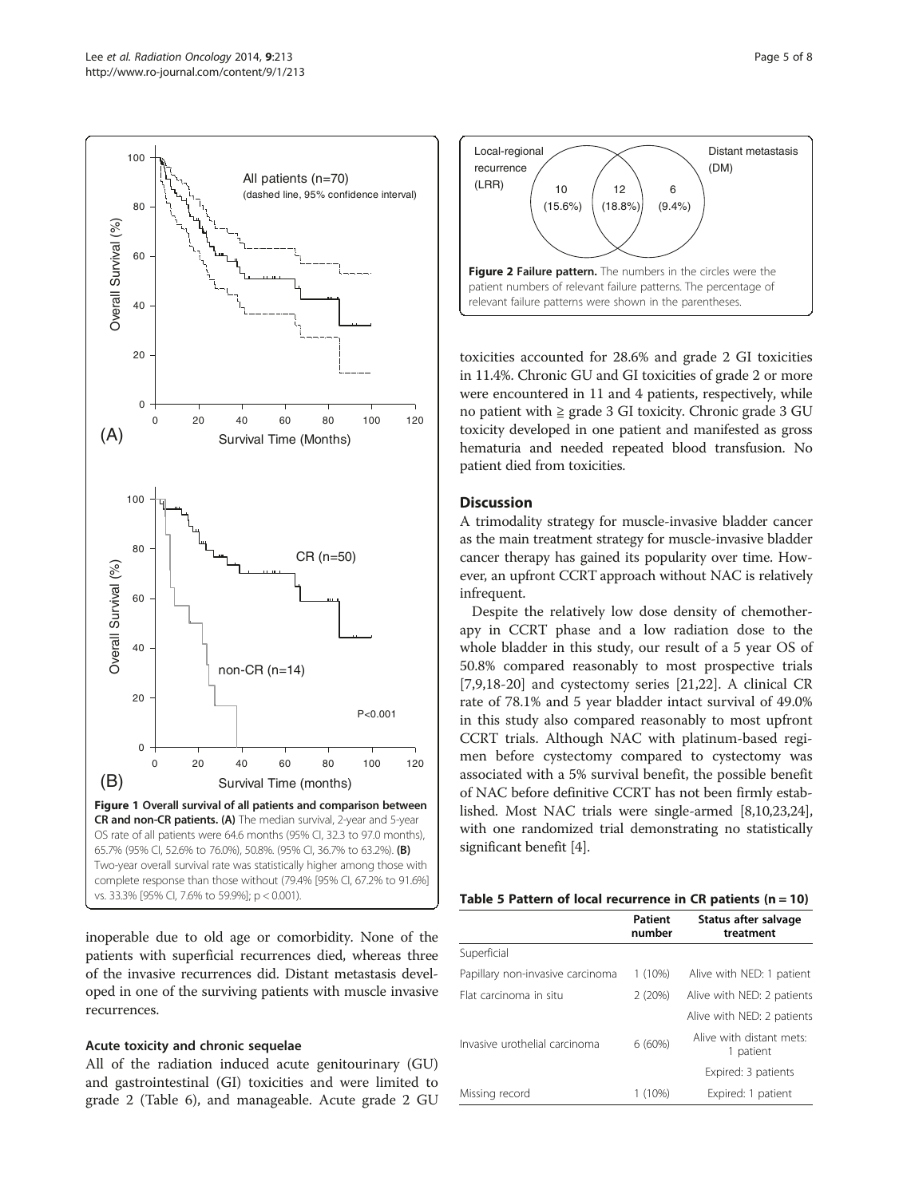Figure 1 Overall survival of all patients and comparison between CR and non-CR patients. (A) The median survival, 2-year and 5-year OS rate of all patients were 64.6 months (95% CI, 32.3 to 97.0 months), 65.7% (95% CI, 52.6% to 76.0%), 50.8%. (95% CI, 36.7% to 63.2%). (B) Two-year overall survival rate was statistically higher among those with complete response than those without (79.4% [95% CI, 67.2% to 91.6%] vs. 33.3% [95% CI, 7.6% to 59.9%]; p < 0.001).

Figure 2 Failure pattern. The numbers in the circles were the patient numbers of relevant failure patterns. The percentage of relevant failure patterns were shown in the parentheses.

inoperable due to old age or comorbidity. None of the patients with superficial recurrences died, whereas three of the invasive recurrences did. Distant metastasis developed in one of the surviving patients with muscle invasive recurrences.

### Acute toxicity and chronic sequelae

All of the radiation induced acute genitourinary (GU) and gastrointestinal (GI) toxicities and were limited to grade 2 (Table 6), and manageable. Acute grade 2 GU toxicities accounted for 28.6% and grade 2 GI toxicities in 11.4%. Chronic GU and GI toxicities of grade 2 or more were encountered in 11 and 4 patients, respectively, while no patient with ≧ grade 3 GI toxicity. Chronic grade 3 GU toxicity developed in one patient and manifested as gross hematuria and needed repeated blood transfusion. No patient died from toxicities.

## Discussion

A trimodality strategy for muscle-invasive bladder cancer as the main treatment strategy for muscle-invasive bladder cancer therapy has gained its popularity over time. However, an upfront CCRT approach without NAC is relatively infrequent.

Despite the relatively low dose density of chemotherapy in CCRT phase and a low radiation dose to the whole bladder in this study, our result of a 5 year OS of 50.8% compared reasonably to most prospective trials [7,9,18-20] and cystectomy series [21,22]. A clinical CR rate of 78.1% and 5 year bladder intact survival of 49.0% in this study also compared reasonably to most upfront CCRT trials. Although NAC with platinum-based regimen before cystectomy compared to cystectomy was associated with a 5% survival benefit, the possible benefit of NAC before definitive CCRT has not been firmly established. Most NAC trials were single-armed [8,10,23,24], with one randomized trial demonstrating no statistically significant benefit [4].

**Table 5 Pattern of local recurrence in CR patients (n = 10)**

| | Patient number | Status after salvage treatment |
|---|---|---|
| Superficial | | |
| Papillary non-invasive carcinoma | 1 (10%) | Alive with NED: 1 patient |
| Flat carcinoma in situ | 2 (20%) | Alive with NED: 2 patients |
| Invasive urothelial carcinoma | 6 (60%) | Alive with NED: 2 patients |
| | | Alive with distant mets: 1 patient |
| | | Expired: 3 patients |
| Missing record | 1 (10%) | Expired: 1 patient |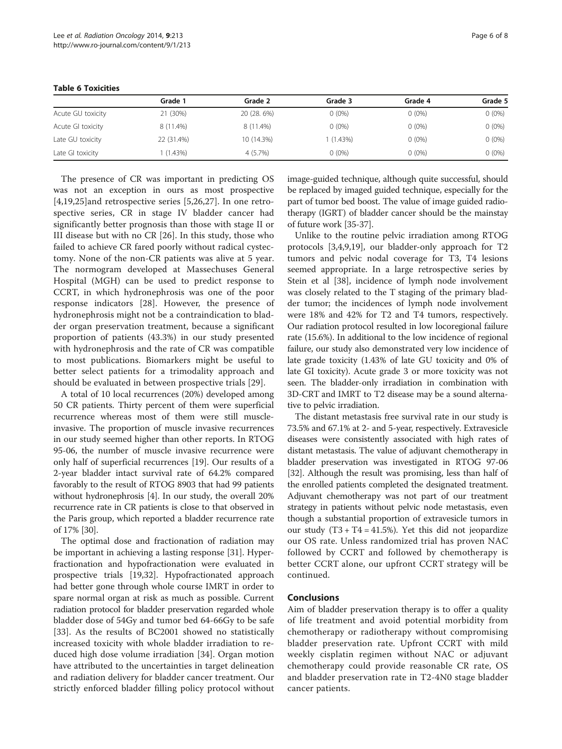**Table 6 Toxicities**

| | Grade 1 | Grade 2 | Grade 3 | Grade 4 | Grade 5 |
|---|---|---|---|---|---|
| Acute GU toxicity | 21 (30%) | 20 (28. 6%) | 0 (0%) | 0 (0%) | 0 (0%) |
| Acute GI toxicity | 8 (11.4%) | 8 (11.4%) | 0 (0%) | 0 (0%) | 0 (0%) |
| Late GU toxicity | 22 (31.4%) | 10 (14.3%) | 1 (1.43%) | 0 (0%) | 0 (0%) |
| Late GI toxicity | 1 (1.43%) | 4 (5.7%) | 0 (0%) | 0 (0%) | 0 (0%) |

The presence of CR was important in predicting OS was not an exception in ours as most prospective [4,19,25]and retrospective series [5,26,27]. In one retrospective series, CR in stage IV bladder cancer had significantly better prognosis than those with stage II or III disease but with no CR [26]. In this study, those who failed to achieve CR fared poorly without radical cystectomy. None of the non-CR patients was alive at 5 year. The normogram developed at Massechuses General Hospital (MGH) can be used to predict response to CCRT, in which hydronephrosis was one of the poor response indicators [28]. However, the presence of hydronephrosis might not be a contraindication to bladder organ preservation treatment, because a significant proportion of patients (43.3%) in our study presented with hydronephrosis and the rate of CR was compatible to most publications. Biomarkers might be useful to better select patients for a trimodality approach and should be evaluated in between prospective trials [29].

A total of 10 local recurrences (20%) developed among 50 CR patients. Thirty percent of them were superficial recurrence whereas most of them were still muscle-invasive. The proportion of muscle invasive recurrences in our study seemed higher than other reports. In RTOG 95-06, the number of muscle invasive recurrence were only half of superficial recurrences [19]. Our results of a 2-year bladder intact survival rate of 64.2% compared favorably to the result of RTOG 8903 that had 99 patients without hydronephrosis [4]. In our study, the overall 20% recurrence rate in CR patients is close to that observed in the Paris group, which reported a bladder recurrence rate of 17% [30].

The optimal dose and fractionation of radiation may be important in achieving a lasting response [31]. Hyperfractionation and hypofractionation were evaluated in prospective trials [19,32]. Hypofractionated approach had better gone through whole course IMRT in order to spare normal organ at risk as much as possible. Current radiation protocol for bladder preservation regarded whole bladder dose of 54Gy and tumor bed 64-66Gy to be safe [33]. As the results of BC2001 showed no statistically increased toxicity with whole bladder irradiation to reduced high dose volume irradiation [34]. Organ motion have attributed to the uncertainties in target delineation and radiation delivery for bladder cancer treatment. Our strictly enforced bladder filling policy protocol without image-guided technique, although quite successful, should be replaced by imaged guided technique, especially for the part of tumor bed boost. The value of image guided radiotherapy (IGRT) of bladder cancer should be the mainstay of future work [35-37].

Unlike to the routine pelvic irradiation among RTOG protocols [3,4,9,19], our bladder-only approach for T2 tumors and pelvic nodal coverage for T3, T4 lesions seemed appropriate. In a large retrospective series by Stein et al [38], incidence of lymph node involvement was closely related to the T staging of the primary bladder tumor; the incidences of lymph node involvement were 18% and 42% for T2 and T4 tumors, respectively. Our radiation protocol resulted in low locoregional failure rate (15.6%). In additional to the low incidence of regional failure, our study also demonstrated very low incidence of late grade toxicity (1.43% of late GU toxicity and 0% of late GI toxicity). Acute grade 3 or more toxicity was not seen. The bladder-only irradiation in combination with 3D-CRT and IMRT to T2 disease may be a sound alternative to pelvic irradiation.

The distant metastasis free survival rate in our study is 73.5% and 67.1% at 2- and 5-year, respectively. Extravesicle diseases were consistently associated with high rates of distant metastasis. The value of adjuvant chemotherapy in bladder preservation was investigated in RTOG 97-06 [32]. Although the result was promising, less than half of the enrolled patients completed the designated treatment. Adjuvant chemotherapy was not part of our treatment strategy in patients without pelvic node metastasis, even though a substantial proportion of extravesicle tumors in our study (T3 + T4 = 41.5%). Yet this did not jeopardize our OS rate. Unless randomized trial has proven NAC followed by CCRT and followed by chemotherapy is better CCRT alone, our upfront CCRT strategy will be continued.

## Conclusions

Aim of bladder preservation therapy is to offer a quality of life treatment and avoid potential morbidity from chemotherapy or radiotherapy without compromising bladder preservation rate. Upfront CCRT with mild weekly cisplatin regimen without NAC or adjuvant chemotherapy could provide reasonable CR rate, OS and bladder preservation rate in T2-4N0 stage bladder cancer patients.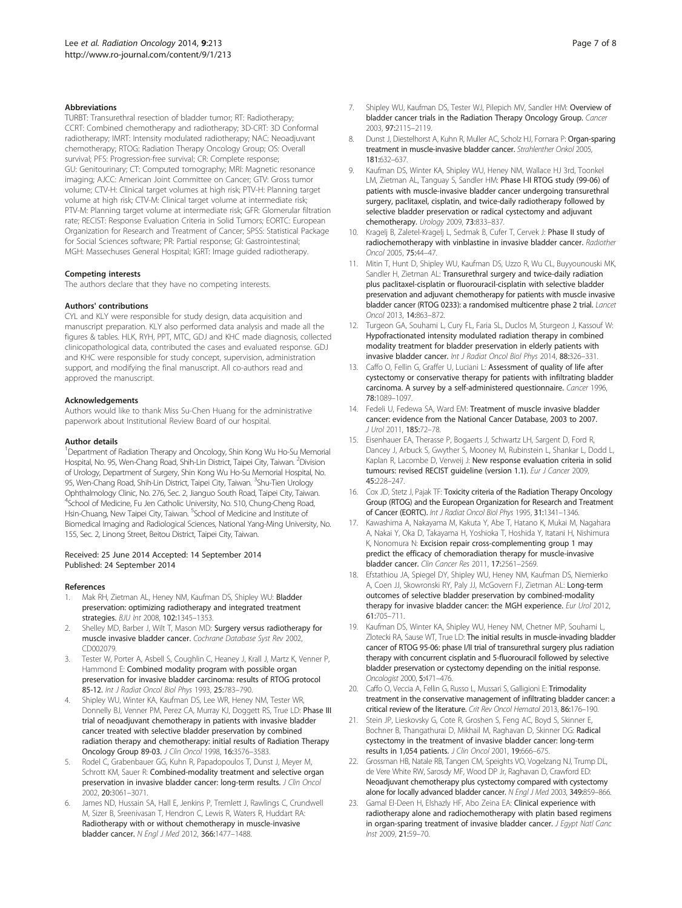### Abbreviations

TURBT: Transurethral resection of bladder tumor; RT: Radiotherapy; CCRT: Combined chemotherapy and radiotherapy; 3D-CRT: 3D Conformal radiotherapy; IMRT: Intensity modulated radiotherapy; NAC: Neoadjuvant chemotherapy; RTOG: Radiation Therapy Oncology Group; OS: Overall survival; PFS: Progression-free survival; CR: Complete response; GU: Genitourinary; CT: Computed tomography; MRI: Magnetic resonance imaging; AJCC: American Joint Committee on Cancer; GTV: Gross tumor volume; CTV-H: Clinical target volumes at high risk; PTV-H: Planning target volume at high risk; CTV-M: Clinical target volume at intermediate risk; PTV-M: Planning target volume at intermediate risk; GFR: Glomerular filtration rate; RECIST: Response Evaluation Criteria in Solid Tumors; EORTC: European Organization for Research and Treatment of Cancer; SPSS: Statistical Package for Social Sciences software; PR: Partial response; GI: Gastrointestinal; MGH: Massechuses General Hospital; IGRT: Image guided radiotherapy.

### Competing interests

The authors declare that they have no competing interests.

### Authors' contributions

CYL and KLY were responsible for study design, data acquisition and manuscript preparation. KLY also performed data analysis and made all the figures & tables. HLK, RYH, PPT, MTC, GDJ and KHC made diagnosis, collected clinicopathological data, contributed the cases and evaluated response. GDJ and KHC were responsible for study concept, supervision, administration support, and modifying the final manuscript. All co-authors read and approved the manuscript.

### Acknowledgements

Authors would like to thank Miss Su-Chen Huang for the administrative paperwork about Institutional Review Board of our hospital.

### Author details

[1]Department of Radiation Therapy and Oncology, Shin Kong Wu Ho-Su Memorial Hospital, No. 95, Wen-Chang Road, Shih-Lin District, Taipei City, Taiwan. [2]Division of Urology, Department of Surgery, Shin Kong Wu Ho-Su Memorial Hospital, No. 95, Wen-Chang Road, Shih-Lin District, Taipei City, Taiwan. [3]Shu-Tien Urology Ophthalmology Clinic, No. 276, Sec. 2, Jianguo South Road, Taipei City, Taiwan. [4]School of Medicine, Fu Jen Catholic University, No. 510, Chung-Cheng Road, Hsin-Chuang, New Taipei City, Taiwan. [5]School of Medicine and Institute of Biomedical Imaging and Radiological Sciences, National Yang-Ming University, No. 155, Sec. 2, Linong Street, Beitou District, Taipei City, Taiwan.

Received: 25 June 2014 Accepted: 14 September 2014
Published: 24 September 2014

### References

1. Mak RH, Zietman AL, Heney NM, Kaufman DS, Shipley WU: **Bladder preservation: optimizing radiotherapy and integrated treatment strategies.** *BJU Int* 2008, **102**:1345–1353.
2. Shelley MD, Barber J, Wilt T, Mason MD: **Surgery versus radiotherapy for muscle invasive bladder cancer.** *Cochrane Database Syst Rev* 2002, CD002079.
3. Tester W, Porter A, Asbell S, Coughlin C, Heaney J, Krall J, Martz K, Venner P, Hammond E: **Combined modality program with possible organ preservation for invasive bladder carcinoma: results of RTOG protocol 85-12.** *Int J Radiat Oncol Biol Phys* 1993, **25**:783–790.
4. Shipley WU, Winter KA, Kaufman DS, Lee WR, Heney NM, Tester WR, Donnelly BJ, Venner PM, Perez CA, Murray KJ, Doggett RS, True LD: **Phase III trial of neoadjuvant chemotherapy in patients with invasive bladder cancer treated with selective bladder preservation by combined radiation therapy and chemotherapy: initial results of Radiation Therapy Oncology Group 89-03.** *J Clin Oncol* 1998, **16**:3576–3583.
5. Rodel C, Grabenbauer GG, Kuhn R, Papadopoulos T, Dunst J, Meyer M, Schrott KM, Sauer R: **Combined-modality treatment and selective organ preservation in invasive bladder cancer: long-term results.** *J Clin Oncol* 2002, **20**:3061–3071.
6. James ND, Hussain SA, Hall E, Jenkins P, Tremlett J, Rawlings C, Crundwell M, Sizer B, Sreenivasan T, Hendron C, Lewis R, Waters R, Huddart RA: **Radiotherapy with or without chemotherapy in muscle-invasive bladder cancer.** *N Engl J Med* 2012, **366**:1477–1488.
7. Shipley WU, Kaufman DS, Tester WJ, Pilepich MV, Sandler HM: **Overview of bladder cancer trials in the Radiation Therapy Oncology Group.** *Cancer* 2003, **97**:2115–2119.
8. Dunst J, Diestelhorst A, Kuhn R, Muller AC, Scholz HJ, Fornara P: **Organ-sparing treatment in muscle-invasive bladder cancer.** *Strahlenther Onkol* 2005, **181**:632–637.
9. Kaufman DS, Winter KA, Shipley WU, Heney NM, Wallace HJ 3rd, Toonkel LM, Zietman AL, Tanguay S, Sandler HM: **Phase I-II RTOG study (99-06) of patients with muscle-invasive bladder cancer undergoing transurethral surgery, paclitaxel, cisplatin, and twice-daily radiotherapy followed by selective bladder preservation or radical cystectomy and adjuvant chemotherapy.** *Urology* 2009, **73**:833–837.
10. Kragelj B, Zaletel-Kragelj L, Sedmak B, Cufer T, Cervek J: **Phase II study of radiochemotherapy with vinblastine in invasive bladder cancer.** *Radiother Oncol* 2005, **75**:44–47.
11. Mitin T, Hunt D, Shipley WU, Kaufman DS, Uzzo R, Wu CL, Buyyounouski MK, Sandler H, Zietman AL: **Transurethral surgery and twice-daily radiation plus paclitaxel-cisplatin or fluorouracil-cisplatin with selective bladder preservation and adjuvant chemotherapy for patients with muscle invasive bladder cancer (RTOG 0233): a randomised multicentre phase 2 trial.** *Lancet Oncol* 2013, **14**:863–872.
12. Turgeon GA, Souhami L, Cury FL, Faria SL, Duclos M, Sturgeon J, Kassouf W: **Hypofractionated intensity modulated radiation therapy in combined modality treatment for bladder preservation in elderly patients with invasive bladder cancer.** *Int J Radiat Oncol Biol Phys* 2014, **88**:326–331.
13. Caffo O, Fellin G, Graffer U, Luciani L: **Assessment of quality of life after cystectomy or conservative therapy for patients with infiltrating bladder carcinoma. A survey by a self-administered questionnaire.** *Cancer* 1996, **78**:1089–1097.
14. Fedeli U, Fedewa SA, Ward EM: **Treatment of muscle invasive bladder cancer: evidence from the National Cancer Database, 2003 to 2007.** *J Urol* 2011, **185**:72–78.
15. Eisenhauer EA, Therasse P, Bogaerts J, Schwartz LH, Sargent D, Ford R, Dancey J, Arbuck S, Gwyther S, Mooney M, Rubinstein L, Shankar L, Dodd L, Kaplan R, Lacombe D, Verweij J: **New response evaluation criteria in solid tumours: revised RECIST guideline (version 1.1).** *Eur J Cancer* 2009, **45**:228–247.
16. Cox JD, Stetz J, Pajak TF: **Toxicity criteria of the Radiation Therapy Oncology Group (RTOG) and the European Organization for Research and Treatment of Cancer (EORTC).** *Int J Radiat Oncol Biol Phys* 1995, **31**:1341–1346.
17. Kawashima A, Nakayama M, Kakuta Y, Abe T, Hatano K, Mukai M, Nagahara A, Nakai Y, Oka D, Takayama H, Yoshioka T, Hoshida Y, Itatani H, Nishimura K, Nonomura N: **Excision repair cross-complementing group 1 may predict the efficacy of chemoradiation therapy for muscle-invasive bladder cancer.** *Clin Cancer Res* 2011, **17**:2561–2569.
18. Efstathiou JA, Spiegel DY, Shipley WU, Heney NM, Kaufman DS, Niemierko A, Coen JJ, Skowronski RY, Paly JJ, McGovern FJ, Zietman AL: **Long-term outcomes of selective bladder preservation by combined-modality therapy for invasive bladder cancer: the MGH experience.** *Eur Urol* 2012, **61**:705–711.
19. Kaufman DS, Winter KA, Shipley WU, Heney NM, Chetner MP, Souhami L, Zlotecki RA, Sause WT, True LD: **The initial results in muscle-invading bladder cancer of RTOG 95-06: phase I/II trial of transurethral surgery plus radiation therapy with concurrent cisplatin and 5-fluorouracil followed by selective bladder preservation or cystectomy depending on the initial response.** *Oncologist* 2000, **5**:471–476.
20. Caffo O, Veccia A, Fellin G, Russo L, Mussari S, Galligioni E: **Trimodality treatment in the conservative management of infiltrating bladder cancer: a critical review of the literature.** *Crit Rev Oncol Hematol* 2013, **86**:176–190.
21. Stein JP, Lieskovsky G, Cote R, Groshen S, Feng AC, Boyd S, Skinner E, Bochner B, Thangathurai D, Mikhail M, Raghavan D, Skinner DG: **Radical cystectomy in the treatment of invasive bladder cancer: long-term results in 1,054 patients.** *J Clin Oncol* 2001, **19**:666–675.
22. Grossman HB, Natale RB, Tangen CM, Speights VO, Vogelzang NJ, Trump DL, de Vere White RW, Sarosdy MF, Wood DP Jr, Raghavan D, Crawford ED: **Neoadjuvant chemotherapy plus cystectomy compared with cystectomy alone for locally advanced bladder cancer.** *N Engl J Med* 2003, **349**:859–866.
23. Gamal El-Deen H, Elshazly HF, Abo Zeina EA: **Clinical experience with radiotherapy alone and radiochemotherapy with platin based regimens in organ-sparing treatment of invasive bladder cancer.** *J Egypt Natl Canc Inst* 2009, **21**:59–70.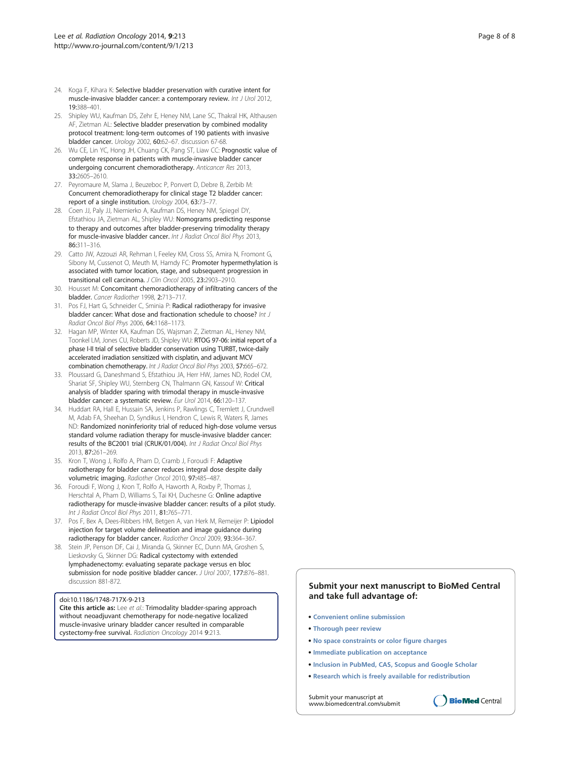24. Koga F, Kihara K: **Selective bladder preservation with curative intent for muscle-invasive bladder cancer: a contemporary review.** *Int J Urol* 2012, **19**:388–401.
25. Shipley WU, Kaufman DS, Zehr E, Heney NM, Lane SC, Thakral HK, Althausen AF, Zietman AL: **Selective bladder preservation by combined modality protocol treatment: long-term outcomes of 190 patients with invasive bladder cancer.** *Urology* 2002, **60**:62–67. discussion 67-68.
26. Wu CE, Lin YC, Hong JH, Chuang CK, Pang ST, Liaw CC: **Prognostic value of complete response in patients with muscle-invasive bladder cancer undergoing concurrent chemoradiotherapy.** *Anticancer Res* 2013, **33**:2605–2610.
27. Peyromaure M, Slama J, Beuzeboc P, Ponvert D, Debre B, Zerbib M: **Concurrent chemoradiotherapy for clinical stage T2 bladder cancer: report of a single institution.** *Urology* 2004, **63**:73–77.
28. Coen JJ, Paly JJ, Niemierko A, Kaufman DS, Heney NM, Spiegel DY, Efstathiou JA, Zietman AL, Shipley WU: **Nomograms predicting response to therapy and outcomes after bladder-preserving trimodality therapy for muscle-invasive bladder cancer.** *Int J Radiat Oncol Biol Phys* 2013, **86**:311–316.
29. Catto JW, Azzouzi AR, Rehman I, Feeley KM, Cross SS, Amira N, Fromont G, Sibony M, Cussenot O, Meuth M, Hamdy FC: **Promoter hypermethylation is associated with tumor location, stage, and subsequent progression in transitional cell carcinoma.** *J Clin Oncol* 2005, **23**:2903–2910.
30. Housset M: **Concomitant chemoradiotherapy of infiltrating cancers of the bladder.** *Cancer Radiother* 1998, **2**:713–717.
31. Pos FJ, Hart G, Schneider C, Sminia P: **Radical radiotherapy for invasive bladder cancer: What dose and fractionation schedule to choose?** *Int J Radiat Oncol Biol Phys* 2006, **64**:1168–1173.
32. Hagan MP, Winter KA, Kaufman DS, Wajsman Z, Zietman AL, Heney NM, Toonkel LM, Jones CU, Roberts JD, Shipley WU: **RTOG 97-06: initial report of a phase I-II trial of selective bladder conservation using TURBT, twice-daily accelerated irradiation sensitized with cisplatin, and adjuvant MCV combination chemotherapy.** *Int J Radiat Oncol Biol Phys* 2003, **57**:665–672.
33. Ploussard G, Daneshmand S, Efstathiou JA, Herr HW, James ND, Rodel CM, Shariat SF, Shipley WU, Sternberg CN, Thalmann GN, Kassouf W: **Critical analysis of bladder sparing with trimodal therapy in muscle-invasive bladder cancer: a systematic review.** *Eur Urol* 2014, **66**:120–137.
34. Huddart RA, Hall E, Hussain SA, Jenkins P, Rawlings C, Tremlett J, Crundwell M, Adab FA, Sheehan D, Syndikus I, Hendron C, Lewis R, Waters R, James ND: **Randomized noninferiority trial of reduced high-dose volume versus standard volume radiation therapy for muscle-invasive bladder cancer: results of the BC2001 trial (CRUK/01/004).** *Int J Radiat Oncol Biol Phys* 2013, **87**:261–269.
35. Kron T, Wong J, Rolfo A, Pham D, Cramb J, Foroudi F: **Adaptive radiotherapy for bladder cancer reduces integral dose despite daily volumetric imaging.** *Radiother Oncol* 2010, **97**:485–487.
36. Foroudi F, Wong J, Kron T, Rolfo A, Haworth A, Roxby P, Thomas J, Herschtal A, Pham D, Williams S, Tai KH, Duchesne G: **Online adaptive radiotherapy for muscle-invasive bladder cancer: results of a pilot study.** *Int J Radiat Oncol Biol Phys* 2011, **81**:765–771.
37. Pos F, Bex A, Dees-Ribbers HM, Betgen A, van Herk M, Remeijer P: **Lipiodol injection for target volume delineation and image guidance during radiotherapy for bladder cancer.** *Radiother Oncol* 2009, **93**:364–367.
38. Stein JP, Penson DF, Cai J, Miranda G, Skinner EC, Dunn MA, Groshen S, Lieskovsky G, Skinner DG: **Radical cystectomy with extended lymphadenectomy: evaluating separate package versus en bloc submission for node positive bladder cancer.** *J Urol* 2007, **177**:876–881. discussion 881-872.

doi:10.1186/1748-717X-9-213

**Cite this article as:** Lee *et al.*: Trimodality bladder-sparing approach without neoadjuvant chemotherapy for node-negative localized muscle-invasive urinary bladder cancer resulted in comparable cystectomy-free survival. *Radiation Oncology* 2014 **9**:213.

**Submit your next manuscript to BioMed Central and take full advantage of:**

- **Convenient online submission**
- **Thorough peer review**
- **No space constraints or color figure charges**
- **Immediate publication on acceptance**
- **Inclusion in PubMed, CAS, Scopus and Google Scholar**
- **Research which is freely available for redistribution**

Submit your manuscript at
www.biomedcentral.com/submit

BioMed Central